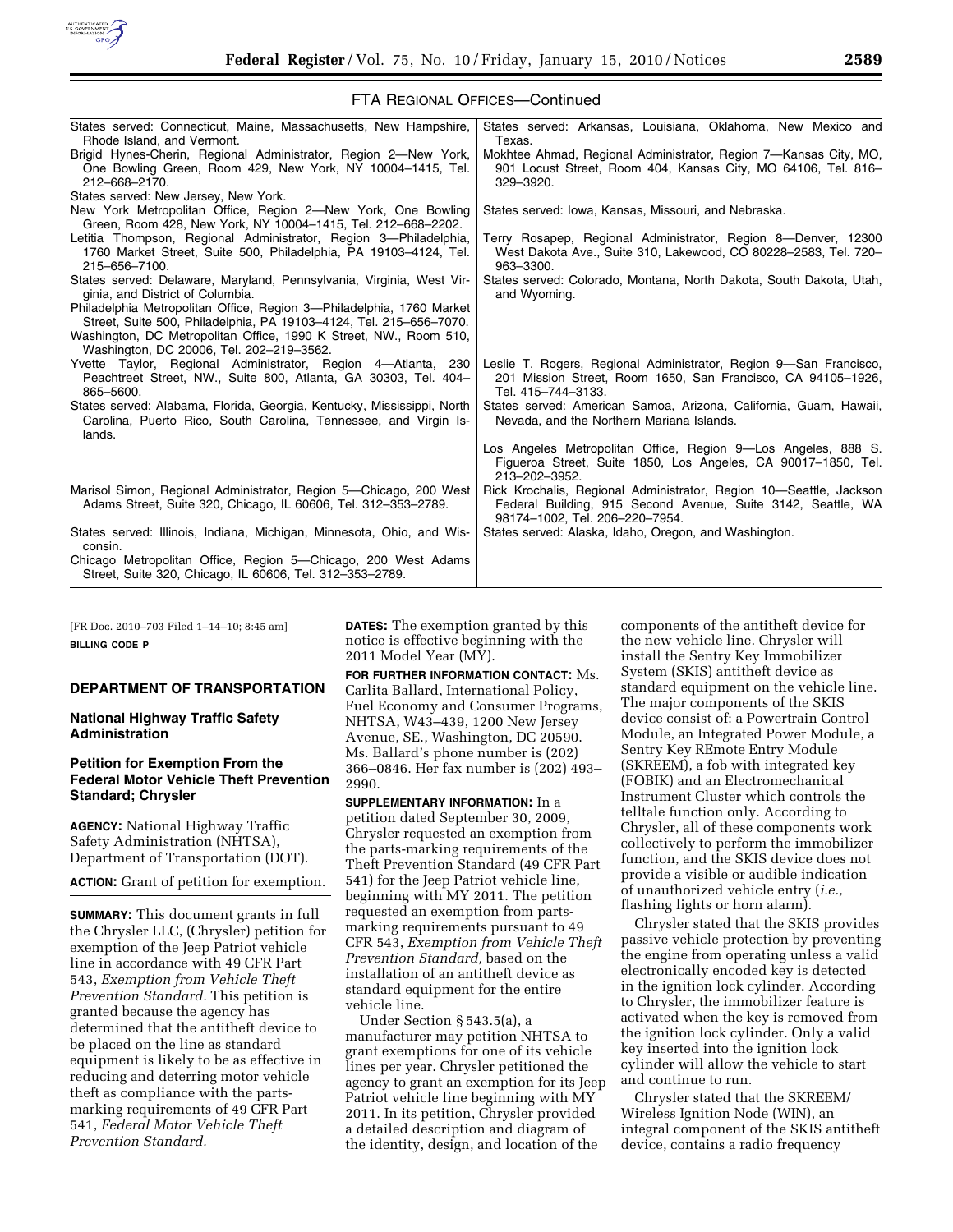## FTA REGIONAL OFFICES—Continued

| | |
|---|---|
| States served: Connecticut, Maine, Massachusetts, New Hampshire, Rhode Island, and Vermont. | States served: Arkansas, Louisiana, Oklahoma, New Mexico and Texas. |
| Brigid Hynes-Cherin, Regional Administrator, Region 2—New York, One Bowling Green, Room 429, New York, NY 10004–1415, Tel. 212–668–2170. | Mokhtee Ahmad, Regional Administrator, Region 7—Kansas City, MO, 901 Locust Street, Room 404, Kansas City, MO 64106, Tel. 816–329–3920. |
| States served: New Jersey, New York. | |
| New York Metropolitan Office, Region 2—New York, One Bowling Green, Room 428, New York, NY 10004–1415, Tel. 212–668–2202. | States served: Iowa, Kansas, Missouri, and Nebraska. |
| Letitia Thompson, Regional Administrator, Region 3—Philadelphia, 1760 Market Street, Suite 500, Philadelphia, PA 19103–4124, Tel. 215–656–7100. | Terry Rosapep, Regional Administrator, Region 8—Denver, 12300 West Dakota Ave., Suite 310, Lakewood, CO 80228–2583, Tel. 720–963–3300. |
| States served: Delaware, Maryland, Pennsylvania, Virginia, West Virginia, and District of Columbia. | States served: Colorado, Montana, North Dakota, South Dakota, Utah, and Wyoming. |
| Philadelphia Metropolitan Office, Region 3—Philadelphia, 1760 Market Street, Suite 500, Philadelphia, PA 19103–4124, Tel. 215–656–7070. | |
| Washington, DC Metropolitan Office, 1990 K Street, NW., Room 510, Washington, DC 20006, Tel. 202–219–3562. | |
| Yvette Taylor, Regional Administrator, Region 4—Atlanta, 230 Peachtreet Street, NW., Suite 800, Atlanta, GA 30303, Tel. 404–865–5600. | Leslie T. Rogers, Regional Administrator, Region 9—San Francisco, 201 Mission Street, Room 1650, San Francisco, CA 94105–1926, Tel. 415–744–3133. |
| States served: Alabama, Florida, Georgia, Kentucky, Mississippi, North Carolina, Puerto Rico, South Carolina, Tennessee, and Virgin Islands. | States served: American Samoa, Arizona, California, Guam, Hawaii, Nevada, and the Northern Mariana Islands. |
| | Los Angeles Metropolitan Office, Region 9—Los Angeles, 888 S. Figueroa Street, Suite 1850, Los Angeles, CA 90017–1850, Tel. 213–202–3952. |
| Marisol Simon, Regional Administrator, Region 5—Chicago, 200 West Adams Street, Suite 320, Chicago, IL 60606, Tel. 312–353–2789. | Rick Krochalis, Regional Administrator, Region 10—Seattle, Jackson Federal Building, 915 Second Avenue, Suite 3142, Seattle, WA 98174–1002, Tel. 206–220–7954. |
| States served: Illinois, Indiana, Michigan, Minnesota, Ohio, and Wisconsin. | States served: Alaska, Idaho, Oregon, and Washington. |
| Chicago Metropolitan Office, Region 5—Chicago, 200 West Adams Street, Suite 320, Chicago, IL 60606, Tel. 312–353–2789. | |

[FR Doc. 2010–703 Filed 1–14–10; 8:45 am]

**BILLING CODE P**

## DEPARTMENT OF TRANSPORTATION

### National Highway Traffic Safety Administration

### Petition for Exemption From the Federal Motor Vehicle Theft Prevention Standard; Chrysler

**AGENCY:** National Highway Traffic Safety Administration (NHTSA), Department of Transportation (DOT).

**ACTION:** Grant of petition for exemption.

**SUMMARY:** This document grants in full the Chrysler LLC, (Chrysler) petition for exemption of the Jeep Patriot vehicle line in accordance with 49 CFR Part 543, *Exemption from Vehicle Theft Prevention Standard.* This petition is granted because the agency has determined that the antitheft device to be placed on the line as standard equipment is likely to be as effective in reducing and deterring motor vehicle theft as compliance with the parts-marking requirements of 49 CFR Part 541, *Federal Motor Vehicle Theft Prevention Standard.*

**DATES:** The exemption granted by this notice is effective beginning with the 2011 Model Year (MY).

**FOR FURTHER INFORMATION CONTACT:** Ms. Carlita Ballard, International Policy, Fuel Economy and Consumer Programs, NHTSA, W43–439, 1200 New Jersey Avenue, SE., Washington, DC 20590. Ms. Ballard's phone number is (202) 366–0846. Her fax number is (202) 493–2990.

**SUPPLEMENTARY INFORMATION:** In a petition dated September 30, 2009, Chrysler requested an exemption from the parts-marking requirements of the Theft Prevention Standard (49 CFR Part 541) for the Jeep Patriot vehicle line, beginning with MY 2011. The petition requested an exemption from parts-marking requirements pursuant to 49 CFR 543, *Exemption from Vehicle Theft Prevention Standard,* based on the installation of an antitheft device as standard equipment for the entire vehicle line.

Under Section § 543.5(a), a manufacturer may petition NHTSA to grant exemptions for one of its vehicle lines per year. Chrysler petitioned the agency to grant an exemption for its Jeep Patriot vehicle line beginning with MY 2011. In its petition, Chrysler provided a detailed description and diagram of the identity, design, and location of the components of the antitheft device for the new vehicle line. Chrysler will install the Sentry Key Immobilizer System (SKIS) antitheft device as standard equipment on the vehicle line. The major components of the SKIS device consist of: a Powertrain Control Module, an Integrated Power Module, a Sentry Key REmote Entry Module (SKREEM), a fob with integrated key (FOBIK) and an Electromechanical Instrument Cluster which controls the telltale function only. According to Chrysler, all of these components work collectively to perform the immobilizer function, and the SKIS device does not provide a visible or audible indication of unauthorized vehicle entry (*i.e.,* flashing lights or horn alarm).

Chrysler stated that the SKIS provides passive vehicle protection by preventing the engine from operating unless a valid electronically encoded key is detected in the ignition lock cylinder. According to Chrysler, the immobilizer feature is activated when the key is removed from the ignition lock cylinder. Only a valid key inserted into the ignition lock cylinder will allow the vehicle to start and continue to run.

Chrysler stated that the SKREEM/Wireless Ignition Node (WIN), an integral component of the SKIS antitheft device, contains a radio frequency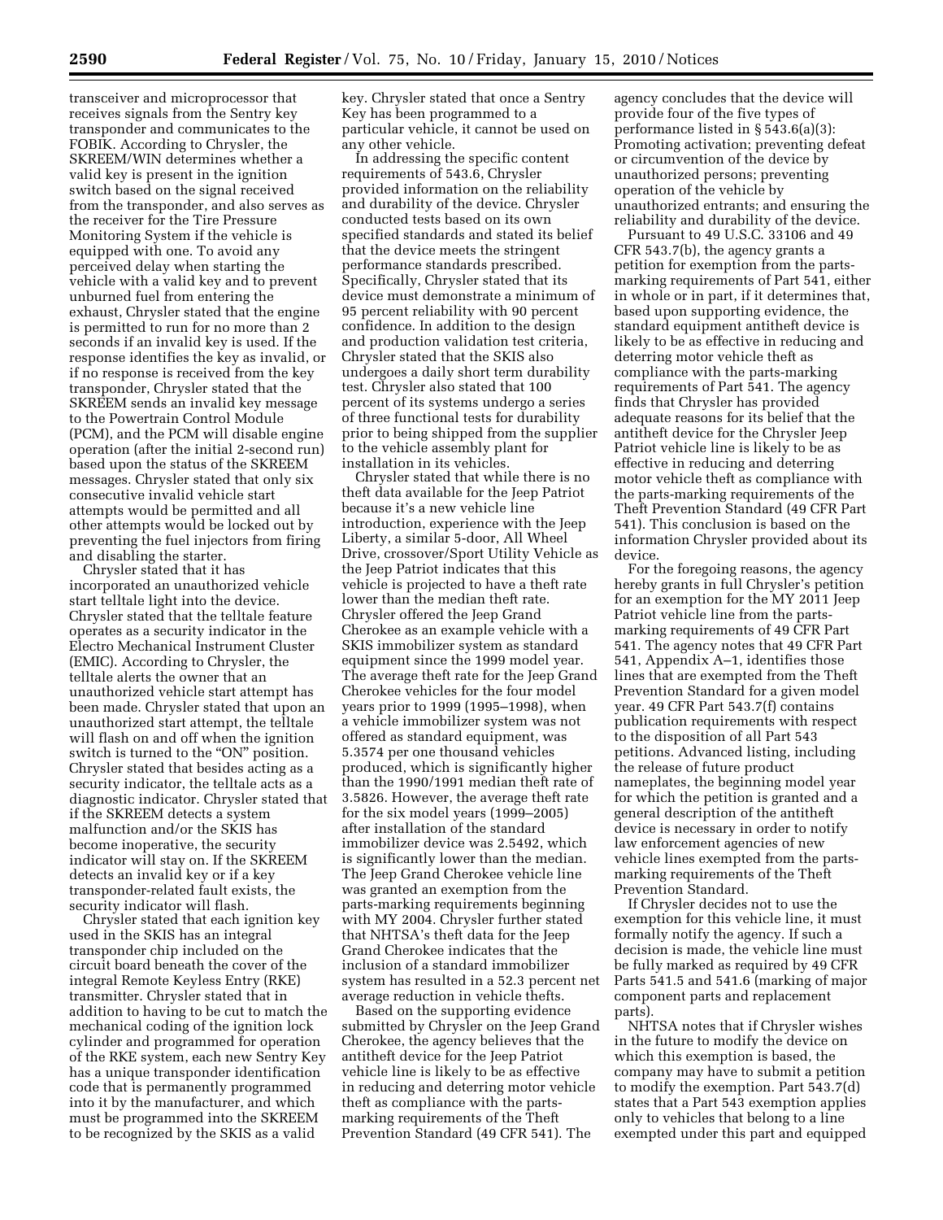transceiver and microprocessor that receives signals from the Sentry key transponder and communicates to the FOBIK. According to Chrysler, the SKREEM/WIN determines whether a valid key is present in the ignition switch based on the signal received from the transponder, and also serves as the receiver for the Tire Pressure Monitoring System if the vehicle is equipped with one. To avoid any perceived delay when starting the vehicle with a valid key and to prevent unburned fuel from entering the exhaust, Chrysler stated that the engine is permitted to run for no more than 2 seconds if an invalid key is used. If the response identifies the key as invalid, or if no response is received from the key transponder, Chrysler stated that the SKREEM sends an invalid key message to the Powertrain Control Module (PCM), and the PCM will disable engine operation (after the initial 2-second run) based upon the status of the SKREEM messages. Chrysler stated that only six consecutive invalid vehicle start attempts would be permitted and all other attempts would be locked out by preventing the fuel injectors from firing and disabling the starter.

Chrysler stated that it has incorporated an unauthorized vehicle start telltale light into the device. Chrysler stated that the telltale feature operates as a security indicator in the Electro Mechanical Instrument Cluster (EMIC). According to Chrysler, the telltale alerts the owner that an unauthorized vehicle start attempt has been made. Chrysler stated that upon an unauthorized start attempt, the telltale will flash on and off when the ignition switch is turned to the "ON" position. Chrysler stated that besides acting as a security indicator, the telltale acts as a diagnostic indicator. Chrysler stated that if the SKREEM detects a system malfunction and/or the SKIS has become inoperative, the security indicator will stay on. If the SKREEM detects an invalid key or if a key transponder-related fault exists, the security indicator will flash.

Chrysler stated that each ignition key used in the SKIS has an integral transponder chip included on the circuit board beneath the cover of the integral Remote Keyless Entry (RKE) transmitter. Chrysler stated that in addition to having to be cut to match the mechanical coding of the ignition lock cylinder and programmed for operation of the RKE system, each new Sentry Key has a unique transponder identification code that is permanently programmed into it by the manufacturer, and which must be programmed into the SKREEM to be recognized by the SKIS as a valid key. Chrysler stated that once a Sentry Key has been programmed to a particular vehicle, it cannot be used on any other vehicle.

In addressing the specific content requirements of 543.6, Chrysler provided information on the reliability and durability of the device. Chrysler conducted tests based on its own specified standards and stated its belief that the device meets the stringent performance standards prescribed. Specifically, Chrysler stated that its device must demonstrate a minimum of 95 percent reliability with 90 percent confidence. In addition to the design and production validation test criteria, Chrysler stated that the SKIS also undergoes a daily short term durability test. Chrysler also stated that 100 percent of its systems undergo a series of three functional tests for durability prior to being shipped from the supplier to the vehicle assembly plant for installation in its vehicles.

Chrysler stated that while there is no theft data available for the Jeep Patriot because it's a new vehicle line introduction, experience with the Jeep Liberty, a similar 5-door, All Wheel Drive, crossover/Sport Utility Vehicle as the Jeep Patriot indicates that this vehicle is projected to have a theft rate lower than the median theft rate. Chrysler offered the Jeep Grand Cherokee as an example vehicle with a SKIS immobilizer system as standard equipment since the 1999 model year. The average theft rate for the Jeep Grand Cherokee vehicles for the four model years prior to 1999 (1995–1998), when a vehicle immobilizer system was not offered as standard equipment, was 5.3574 per one thousand vehicles produced, which is significantly higher than the 1990/1991 median theft rate of 3.5826. However, the average theft rate for the six model years (1999–2005) after installation of the standard immobilizer device was 2.5492, which is significantly lower than the median. The Jeep Grand Cherokee vehicle line was granted an exemption from the parts-marking requirements beginning with MY 2004. Chrysler further stated that NHTSA's theft data for the Jeep Grand Cherokee indicates that the inclusion of a standard immobilizer system has resulted in a 52.3 percent net average reduction in vehicle thefts.

Based on the supporting evidence submitted by Chrysler on the Jeep Grand Cherokee, the agency believes that the antitheft device for the Jeep Patriot vehicle line is likely to be as effective in reducing and deterring motor vehicle theft as compliance with the parts-marking requirements of the Theft Prevention Standard (49 CFR 541). The agency concludes that the device will provide four of the five types of performance listed in § 543.6(a)(3): Promoting activation; preventing defeat or circumvention of the device by unauthorized persons; preventing operation of the vehicle by unauthorized entrants; and ensuring the reliability and durability of the device.

Pursuant to 49 U.S.C. 33106 and 49 CFR 543.7(b), the agency grants a petition for exemption from the parts-marking requirements of Part 541, either in whole or in part, if it determines that, based upon supporting evidence, the standard equipment antitheft device is likely to be as effective in reducing and deterring motor vehicle theft as compliance with the parts-marking requirements of Part 541. The agency finds that Chrysler has provided adequate reasons for its belief that the antitheft device for the Chrysler Jeep Patriot vehicle line is likely to be as effective in reducing and deterring motor vehicle theft as compliance with the parts-marking requirements of the Theft Prevention Standard (49 CFR Part 541). This conclusion is based on the information Chrysler provided about its device.

For the foregoing reasons, the agency hereby grants in full Chrysler's petition for an exemption for the MY 2011 Jeep Patriot vehicle line from the parts-marking requirements of 49 CFR Part 541. The agency notes that 49 CFR Part 541, Appendix A–1, identifies those lines that are exempted from the Theft Prevention Standard for a given model year. 49 CFR Part 543.7(f) contains publication requirements with respect to the disposition of all Part 543 petitions. Advanced listing, including the release of future product nameplates, the beginning model year for which the petition is granted and a general description of the antitheft device is necessary in order to notify law enforcement agencies of new vehicle lines exempted from the parts-marking requirements of the Theft Prevention Standard.

If Chrysler decides not to use the exemption for this vehicle line, it must formally notify the agency. If such a decision is made, the vehicle line must be fully marked as required by 49 CFR Parts 541.5 and 541.6 (marking of major component parts and replacement parts).

NHTSA notes that if Chrysler wishes in the future to modify the device on which this exemption is based, the company may have to submit a petition to modify the exemption. Part 543.7(d) states that a Part 543 exemption applies only to vehicles that belong to a line exempted under this part and equipped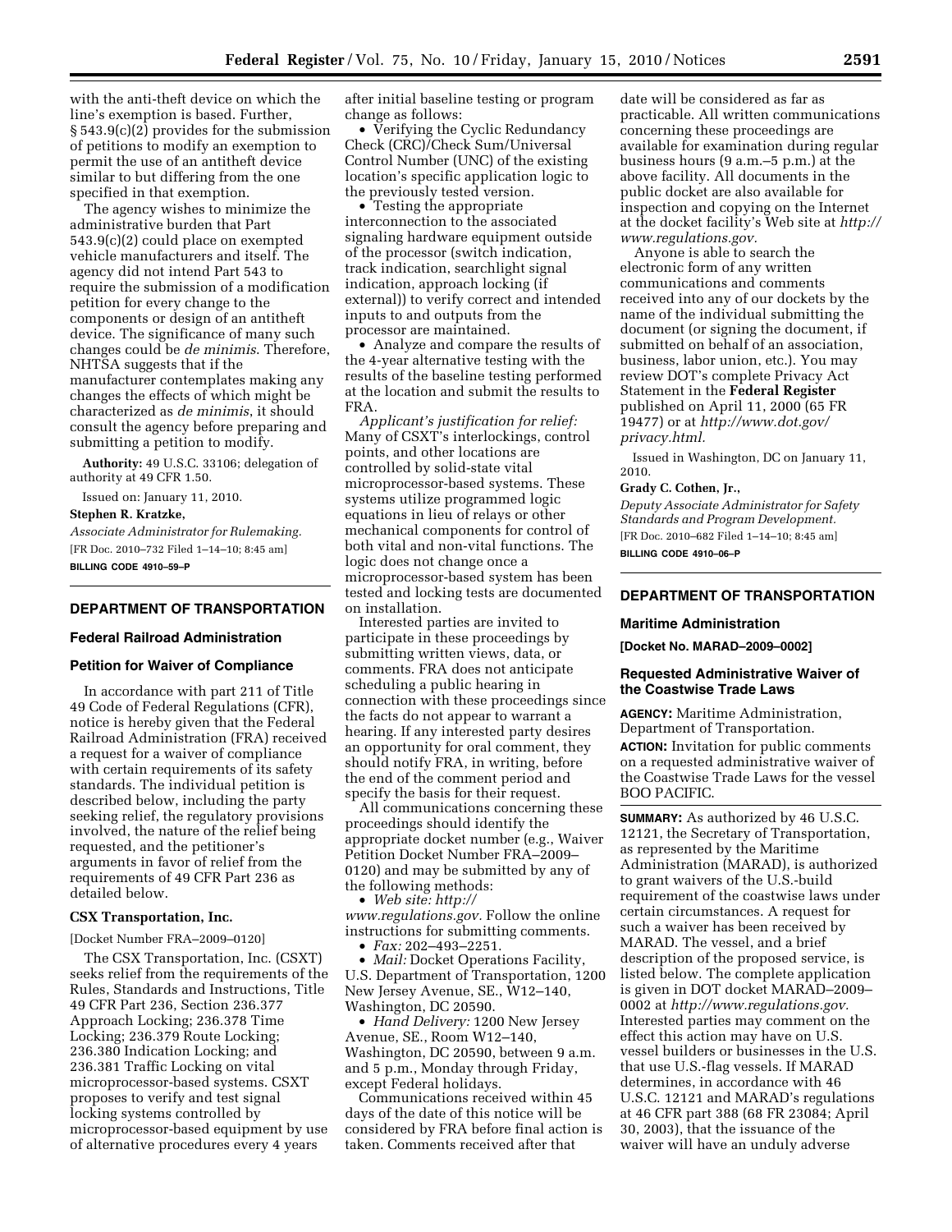with the anti-theft device on which the line's exemption is based. Further, § 543.9(c)(2) provides for the submission of petitions to modify an exemption to permit the use of an antitheft device similar to but differing from the one specified in that exemption.

The agency wishes to minimize the administrative burden that Part 543.9(c)(2) could place on exempted vehicle manufacturers and itself. The agency did not intend Part 543 to require the submission of a modification petition for every change to the components or design of an antitheft device. The significance of many such changes could be *de minimis*. Therefore, NHTSA suggests that if the manufacturer contemplates making any changes the effects of which might be characterized as *de minimis*, it should consult the agency before preparing and submitting a petition to modify.

**Authority:** 49 U.S.C. 33106; delegation of authority at 49 CFR 1.50.

Issued on: January 11, 2010.

**Stephen R. Kratzke,**

*Associate Administrator for Rulemaking.*

[FR Doc. 2010–732 Filed 1–14–10; 8:45 am]

**BILLING CODE 4910–59–P**

---

## DEPARTMENT OF TRANSPORTATION

### Federal Railroad Administration

### Petition for Waiver of Compliance

In accordance with part 211 of Title 49 Code of Federal Regulations (CFR), notice is hereby given that the Federal Railroad Administration (FRA) received a request for a waiver of compliance with certain requirements of its safety standards. The individual petition is described below, including the party seeking relief, the regulatory provisions involved, the nature of the relief being requested, and the petitioner's arguments in favor of relief from the requirements of 49 CFR Part 236 as detailed below.

#### CSX Transportation, Inc.

[Docket Number FRA–2009–0120]

The CSX Transportation, Inc. (CSXT) seeks relief from the requirements of the Rules, Standards and Instructions, Title 49 CFR Part 236, Section 236.377 Approach Locking; 236.378 Time Locking; 236.379 Route Locking; 236.380 Indication Locking; and 236.381 Traffic Locking on vital microprocessor-based systems. CSXT proposes to verify and test signal locking systems controlled by microprocessor-based equipment by use of alternative procedures every 4 years after initial baseline testing or program change as follows:

- Verifying the Cyclic Redundancy Check (CRC)/Check Sum/Universal Control Number (UNC) of the existing location's specific application logic to the previously tested version.
- Testing the appropriate interconnection to the associated signaling hardware equipment outside of the processor (switch indication, track indication, searchlight signal indication, approach locking (if external)) to verify correct and intended inputs to and outputs from the processor are maintained.
- Analyze and compare the results of the 4-year alternative testing with the results of the baseline testing performed at the location and submit the results to FRA.

*Applicant's justification for relief:* Many of CSXT's interlockings, control points, and other locations are controlled by solid-state vital microprocessor-based systems. These systems utilize programmed logic equations in lieu of relays or other mechanical components for control of both vital and non-vital functions. The logic does not change once a microprocessor-based system has been tested and locking tests are documented on installation.

Interested parties are invited to participate in these proceedings by submitting written views, data, or comments. FRA does not anticipate scheduling a public hearing in connection with these proceedings since the facts do not appear to warrant a hearing. If any interested party desires an opportunity for oral comment, they should notify FRA, in writing, before the end of the comment period and specify the basis for their request.

All communications concerning these proceedings should identify the appropriate docket number (e.g., Waiver Petition Docket Number FRA–2009–0120) and may be submitted by any of the following methods:

- *Web site: http://www.regulations.gov.* Follow the online instructions for submitting comments.
- *Fax:* 202–493–2251.
- *Mail:* Docket Operations Facility, U.S. Department of Transportation, 1200 New Jersey Avenue, SE., W12–140, Washington, DC 20590.
- *Hand Delivery:* 1200 New Jersey Avenue, SE., Room W12–140, Washington, DC 20590, between 9 a.m. and 5 p.m., Monday through Friday, except Federal holidays.

Communications received within 45 days of the date of this notice will be considered by FRA before final action is taken. Comments received after that date will be considered as far as practicable. All written communications concerning these proceedings are available for examination during regular business hours (9 a.m.–5 p.m.) at the above facility. All documents in the public docket are also available for inspection and copying on the Internet at the docket facility's Web site at *http://www.regulations.gov.*

Anyone is able to search the electronic form of any written communications and comments received into any of our dockets by the name of the individual submitting the document (or signing the document, if submitted on behalf of an association, business, labor union, etc.). You may review DOT's complete Privacy Act Statement in the **Federal Register** published on April 11, 2000 (65 FR 19477) or at *http://www.dot.gov/privacy.html.*

Issued in Washington, DC on January 11, 2010.

**Grady C. Cothen, Jr.,**

*Deputy Associate Administrator for Safety Standards and Program Development.*

[FR Doc. 2010–682 Filed 1–14–10; 8:45 am]

**BILLING CODE 4910–06–P**

---

## DEPARTMENT OF TRANSPORTATION

### Maritime Administration

**[Docket No. MARAD–2009–0002]**

### Requested Administrative Waiver of the Coastwise Trade Laws

**AGENCY:** Maritime Administration, Department of Transportation.

**ACTION:** Invitation for public comments on a requested administrative waiver of the Coastwise Trade Laws for the vessel BOO PACIFIC.

**SUMMARY:** As authorized by 46 U.S.C. 12121, the Secretary of Transportation, as represented by the Maritime Administration (MARAD), is authorized to grant waivers of the U.S.-build requirement of the coastwise laws under certain circumstances. A request for such a waiver has been received by MARAD. The vessel, and a brief description of the proposed service, is listed below. The complete application is given in DOT docket MARAD–2009–0002 at *http://www.regulations.gov.* Interested parties may comment on the effect this action may have on U.S. vessel builders or businesses in the U.S. that use U.S.-flag vessels. If MARAD determines, in accordance with 46 U.S.C. 12121 and MARAD's regulations at 46 CFR part 388 (68 FR 23084; April 30, 2003), that the issuance of the waiver will have an unduly adverse